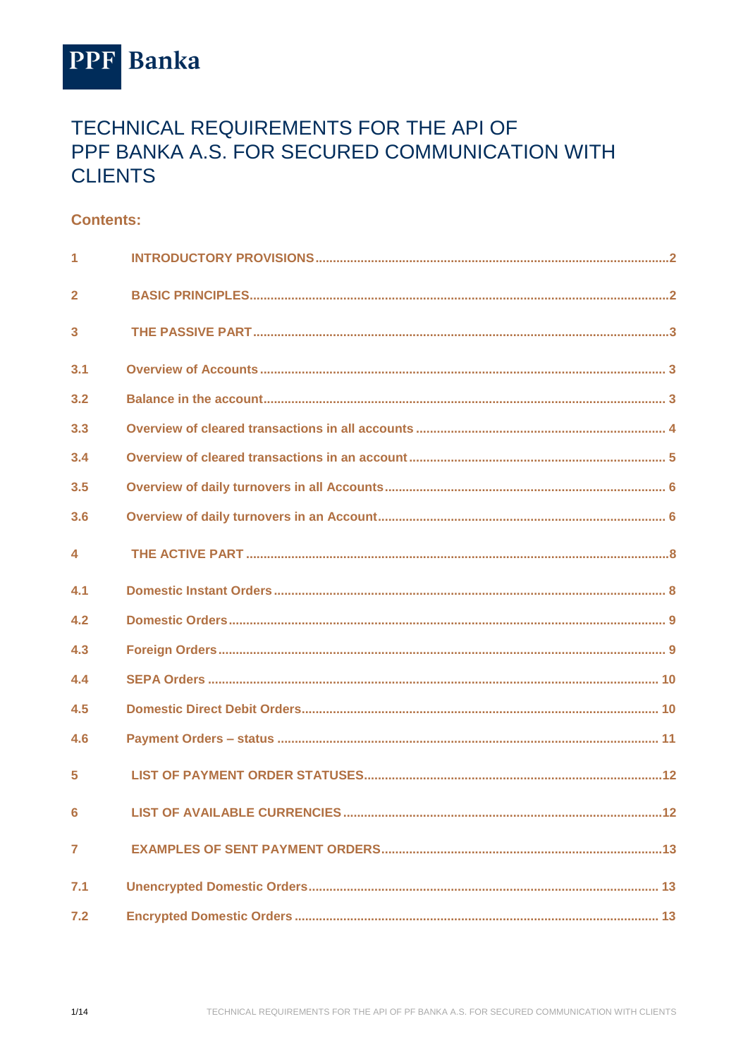PPF Banka

# TECHNICAL REQUIREMENTS FOR THE API OF PPF BANKA A.S. FOR SECURED COMMUNICATION WITH CLIENTS

## Contents:

| | | |
|---|---|---|
| 1 | INTRODUCTORY PROVISIONS | 2 |
| 2 | BASIC PRINCIPLES | 2 |
| 3 | THE PASSIVE PART | 3 |
| 3.1 | Overview of Accounts | 3 |
| 3.2 | Balance in the account | 3 |
| 3.3 | Overview of cleared transactions in all accounts | 4 |
| 3.4 | Overview of cleared transactions in an account | 5 |
| 3.5 | Overview of daily turnovers in all Accounts | 6 |
| 3.6 | Overview of daily turnovers in an Account | 6 |
| 4 | THE ACTIVE PART | 8 |
| 4.1 | Domestic Instant Orders | 8 |
| 4.2 | Domestic Orders | 9 |
| 4.3 | Foreign Orders | 9 |
| 4.4 | SEPA Orders | 10 |
| 4.5 | Domestic Direct Debit Orders | 10 |
| 4.6 | Payment Orders – status | 11 |
| 5 | LIST OF PAYMENT ORDER STATUSES | 12 |
| 6 | LIST OF AVAILABLE CURRENCIES | 12 |
| 7 | EXAMPLES OF SENT PAYMENT ORDERS | 13 |
| 7.1 | Unencrypted Domestic Orders | 13 |
| 7.2 | Encrypted Domestic Orders | 13 |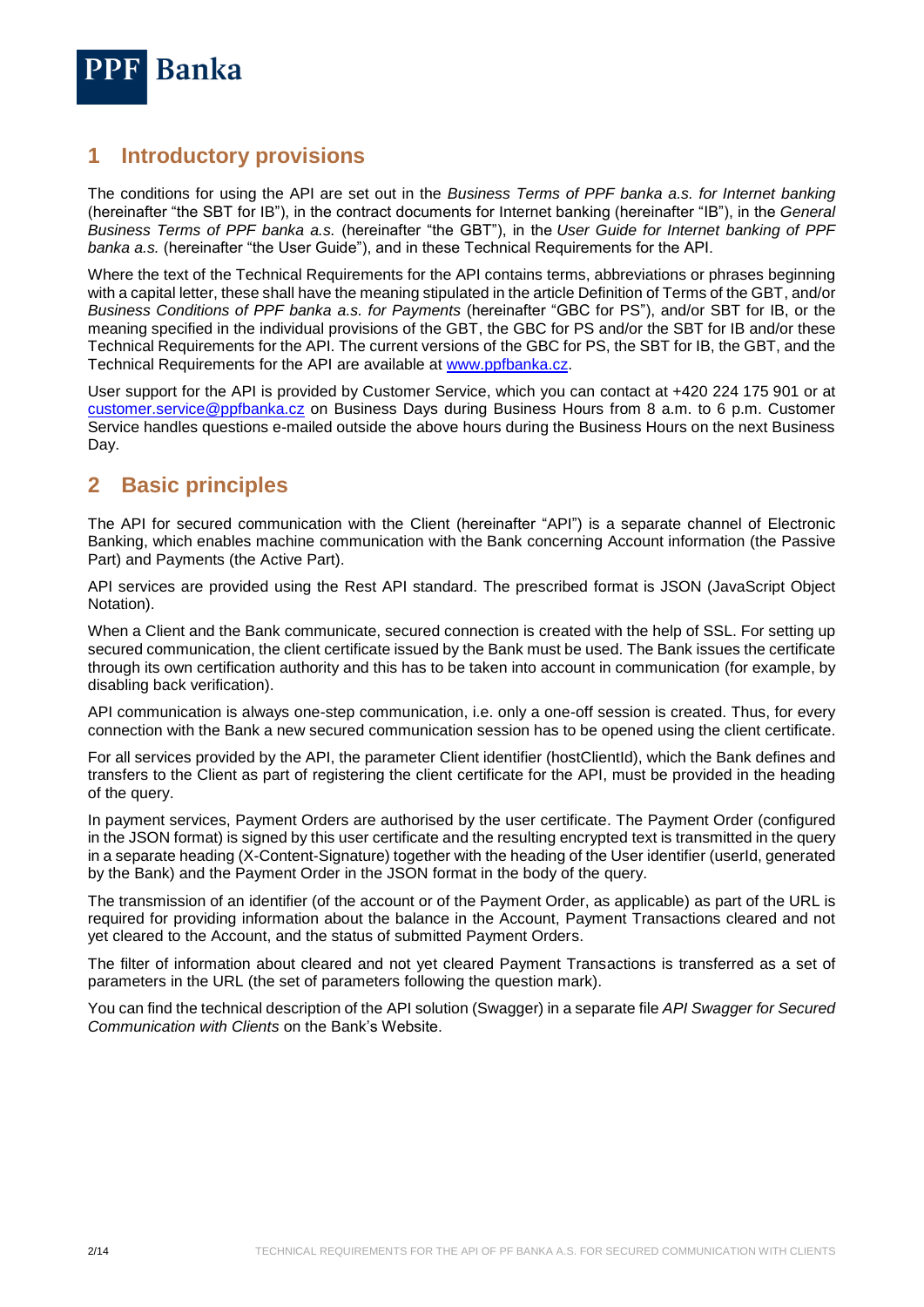## 1 Introductory provisions

The conditions for using the API are set out in the *Business Terms of PPF banka a.s. for Internet banking* (hereinafter "the SBT for IB"), in the contract documents for Internet banking (hereinafter "IB"), in the *General Business Terms of PPF banka a.s.* (hereinafter "the GBT"), in the *User Guide for Internet banking of PPF banka a.s.* (hereinafter "the User Guide"), and in these Technical Requirements for the API.

Where the text of the Technical Requirements for the API contains terms, abbreviations or phrases beginning with a capital letter, these shall have the meaning stipulated in the article Definition of Terms of the GBT, and/or *Business Conditions of PPF banka a.s. for Payments* (hereinafter "GBC for PS"), and/or SBT for IB, or the meaning specified in the individual provisions of the GBT, the GBC for PS and/or the SBT for IB and/or these Technical Requirements for the API. The current versions of the GBC for PS, the SBT for IB, the GBT, and the Technical Requirements for the API are available at [www.ppfbanka.cz](http://www.ppfbanka.cz).

User support for the API is provided by Customer Service, which you can contact at +420 224 175 901 or at [customer.service@ppfbanka.cz](mailto:customer.service@ppfbanka.cz) on Business Days during Business Hours from 8 a.m. to 6 p.m. Customer Service handles questions e-mailed outside the above hours during the Business Hours on the next Business Day.

## 2 Basic principles

The API for secured communication with the Client (hereinafter "API") is a separate channel of Electronic Banking, which enables machine communication with the Bank concerning Account information (the Passive Part) and Payments (the Active Part).

API services are provided using the Rest API standard. The prescribed format is JSON (JavaScript Object Notation).

When a Client and the Bank communicate, secured connection is created with the help of SSL. For setting up secured communication, the client certificate issued by the Bank must be used. The Bank issues the certificate through its own certification authority and this has to be taken into account in communication (for example, by disabling back verification).

API communication is always one-step communication, i.e. only a one-off session is created. Thus, for every connection with the Bank a new secured communication session has to be opened using the client certificate.

For all services provided by the API, the parameter Client identifier (hostClientId), which the Bank defines and transfers to the Client as part of registering the client certificate for the API, must be provided in the heading of the query.

In payment services, Payment Orders are authorised by the user certificate. The Payment Order (configured in the JSON format) is signed by this user certificate and the resulting encrypted text is transmitted in the query in a separate heading (X-Content-Signature) together with the heading of the User identifier (userId, generated by the Bank) and the Payment Order in the JSON format in the body of the query.

The transmission of an identifier (of the account or of the Payment Order, as applicable) as part of the URL is required for providing information about the balance in the Account, Payment Transactions cleared and not yet cleared to the Account, and the status of submitted Payment Orders.

The filter of information about cleared and not yet cleared Payment Transactions is transferred as a set of parameters in the URL (the set of parameters following the question mark).

You can find the technical description of the API solution (Swagger) in a separate file *API Swagger for Secured Communication with Clients* on the Bank's Website.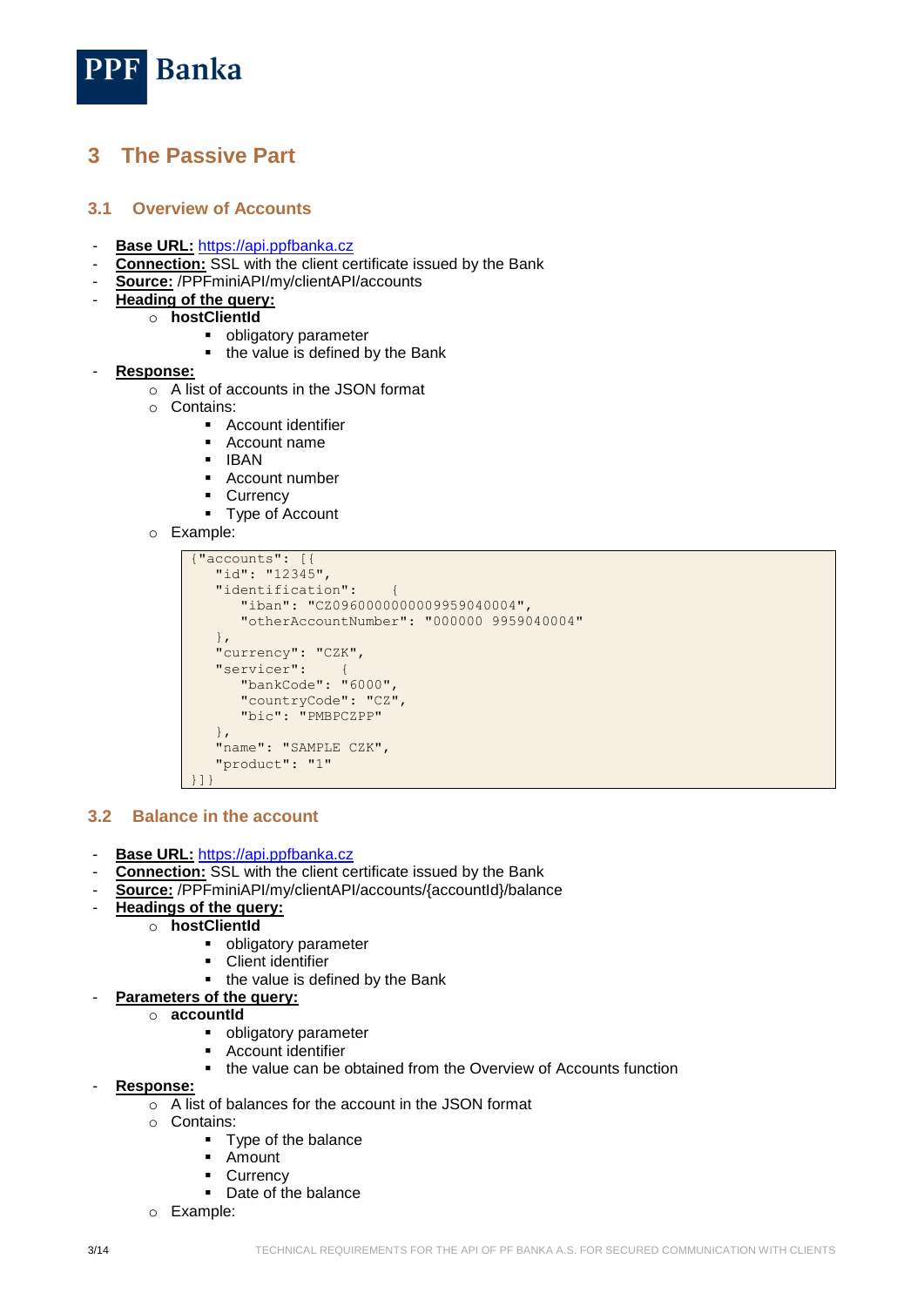# 3 The Passive Part

## 3.1 Overview of Accounts

- **Base URL:** https://api.ppfbanka.cz
- **Connection:** SSL with the client certificate issued by the Bank
- **Source:** /PPFminiAPI/my/clientAPI/accounts
- **Heading of the query:**
    - **hostClientId**
        - obligatory parameter
        - the value is defined by the Bank
- **Response:**
    - A list of accounts in the JSON format
    - Contains:
        - Account identifier
        - Account name
        - IBAN
        - Account number
        - Currency
        - Type of Account
    - Example:

```
{"accounts": [{
   "id": "12345",
   "identification":    {
      "iban": "CZ0960000000009959040004",
      "otherAccountNumber": "000000 9959040004"
   },
   "currency": "CZK",
   "servicer":    {
      "bankCode": "6000",
      "countryCode": "CZ",
      "bic": "PMBPCZPP"
   },
   "name": "SAMPLE CZK",
   "product": "1"
}]}
```

## 3.2 Balance in the account

- **Base URL:** https://api.ppfbanka.cz
- **Connection:** SSL with the client certificate issued by the Bank
- **Source:** /PPFminiAPI/my/clientAPI/accounts/{accountId}/balance
- **Headings of the query:**
    - **hostClientId**
        - obligatory parameter
        - Client identifier
        - the value is defined by the Bank
- **Parameters of the query:**
    - **accountId**
        - obligatory parameter
        - Account identifier
        - the value can be obtained from the Overview of Accounts function
- **Response:**
    - A list of balances for the account in the JSON format
    - Contains:
        - Type of the balance
        - Amount
        - Currency
        - Date of the balance
    - Example: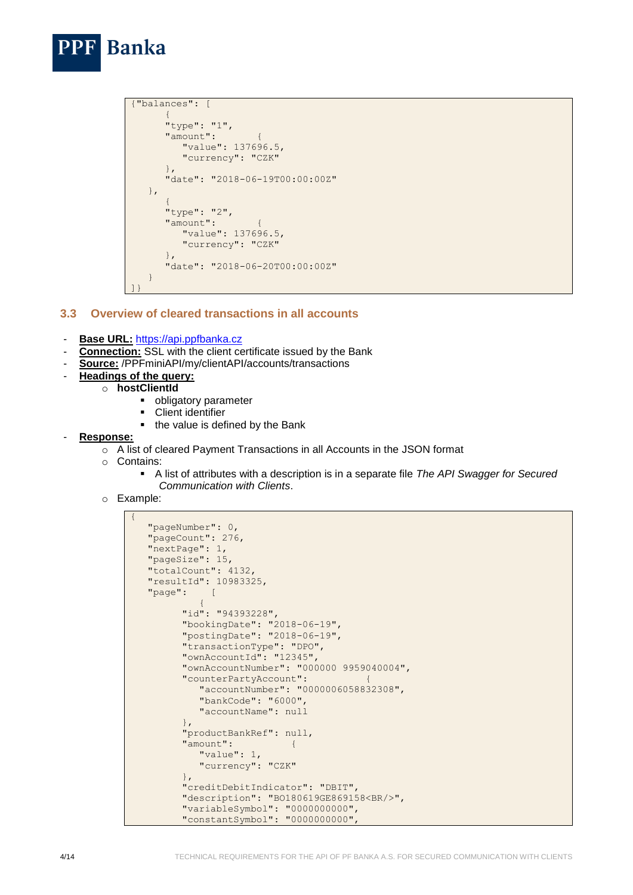```
{"balances": [
      {
      "type": "1",
      "amount":       {
         "value": 137696.5,
         "currency": "CZK"
      },
      "date": "2018-06-19T00:00:00Z"
   },
      {
      "type": "2",
      "amount":       {
         "value": 137696.5,
         "currency": "CZK"
      },
      "date": "2018-06-20T00:00:00Z"
   }
]}
```

### 3.3 Overview of cleared transactions in all accounts

- **Base URL:** https://api.ppfbanka.cz
- **Connection:** SSL with the client certificate issued by the Bank
- **Source:** /PPFminiAPI/my/clientAPI/accounts/transactions
- **Headings of the query:**
  - **hostClientId**
    - obligatory parameter
    - Client identifier
    - the value is defined by the Bank
- **Response:**
  - A list of cleared Payment Transactions in all Accounts in the JSON format
  - Contains:
    - A list of attributes with a description is in a separate file *The API Swagger for Secured Communication with Clients*.
  - Example:

```
{
   "pageNumber": 0,
   "pageCount": 276,
   "nextPage": 1,
   "pageSize": 15,
   "totalCount": 4132,
   "resultId": 10983325,
   "page":    [
            {
         "id": "94393228",
         "bookingDate": "2018-06-19",
         "postingDate": "2018-06-19",
         "transactionType": "DPO",
         "ownAccountId": "12345",
         "ownAccountNumber": "000000 9959040004",
         "counterPartyAccount":          {
            "accountNumber": "0000006058832308",
            "bankCode": "6000",
            "accountName": null
         },
         "productBankRef": null,
         "amount":          {
            "value": 1,
            "currency": "CZK"
         },
         "creditDebitIndicator": "DBIT",
         "description": "BO180619GE869158<BR/>",
         "variableSymbol": "0000000000",
         "constantSymbol": "0000000000",
```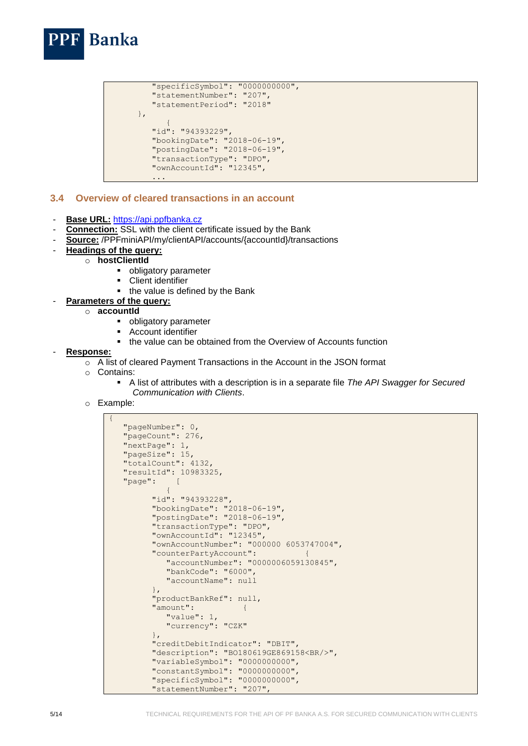```
            "specificSymbol": "0000000000",
            "statementNumber": "207",
            "statementPeriod": "2018"
        },
            {
            "id": "94393229",
            "bookingDate": "2018-06-19",
            "postingDate": "2018-06-19",
            "transactionType": "DPO",
            "ownAccountId": "12345",
            ...
```

### 3.4 Overview of cleared transactions in an account

- **Base URL:** https://api.ppfbanka.cz
- **Connection:** SSL with the client certificate issued by the Bank
- **Source:** /PPFminiAPI/my/clientAPI/accounts/{accountId}/transactions
- **Headings of the query:**
  - **hostClientId**
    - obligatory parameter
    - Client identifier
    - the value is defined by the Bank
- **Parameters of the query:**
  - **accountId**
    - obligatory parameter
    - Account identifier
    - the value can be obtained from the Overview of Accounts function
- **Response:**
  - A list of cleared Payment Transactions in the Account in the JSON format
  - Contains:
    - A list of attributes with a description is in a separate file *The API Swagger for Secured Communication with Clients*.
  - Example:

```
{
   "pageNumber": 0,
   "pageCount": 276,
   "nextPage": 1,
   "pageSize": 15,
   "totalCount": 4132,
   "resultId": 10983325,
   "page":    [
            {
         "id": "94393228",
         "bookingDate": "2018-06-19",
         "postingDate": "2018-06-19",
         "transactionType": "DPO",
         "ownAccountId": "12345",
         "ownAccountNumber": "000000 6053747004",
         "counterPartyAccount":          {
            "accountNumber": "0000006059130845",
            "bankCode": "6000",
            "accountName": null
         },
         "productBankRef": null,
         "amount":          {
            "value": 1,
            "currency": "CZK"
         },
         "creditDebitIndicator": "DBIT",
         "description": "BO180619GE869158<BR/>",
         "variableSymbol": "0000000000",
         "constantSymbol": "0000000000",
         "specificSymbol": "0000000000",
         "statementNumber": "207",
```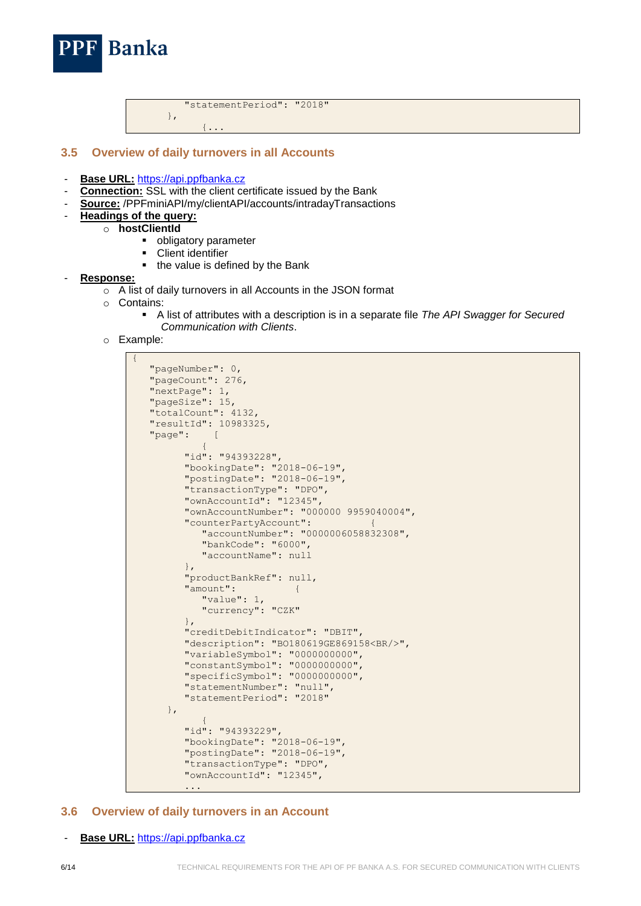```
        "statementPeriod": "2018"
    },
        {...
```

## 3.5 Overview of daily turnovers in all Accounts

- **Base URL:** https://api.ppfbanka.cz
- **Connection:** SSL with the client certificate issued by the Bank
- **Source:** /PPFminiAPI/my/clientAPI/accounts/intradayTransactions
- **Headings of the query:**
  - **hostClientId**
    - obligatory parameter
    - Client identifier
    - the value is defined by the Bank
- **Response:**
  - A list of daily turnovers in all Accounts in the JSON format
  - Contains:
    - A list of attributes with a description is in a separate file *The API Swagger for Secured Communication with Clients*.
  - Example:

```
{
   "pageNumber": 0,
   "pageCount": 276,
   "nextPage": 1,
   "pageSize": 15,
   "totalCount": 4132,
   "resultId": 10983325,
   "page":    [
         {
         "id": "94393228",
         "bookingDate": "2018-06-19",
         "postingDate": "2018-06-19",
         "transactionType": "DPO",
         "ownAccountId": "12345",
         "ownAccountNumber": "000000 9959040004",
         "counterPartyAccount":          {
            "accountNumber": "0000006058832308",
            "bankCode": "6000",
            "accountName": null
         },
         "productBankRef": null,
         "amount":          {
            "value": 1,
            "currency": "CZK"
         },
         "creditDebitIndicator": "DBIT",
         "description": "BO180619GE869158<BR/>",
         "variableSymbol": "0000000000",
         "constantSymbol": "0000000000",
         "specificSymbol": "0000000000",
         "statementNumber": "null",
         "statementPeriod": "2018"
      },
         {
         "id": "94393229",
         "bookingDate": "2018-06-19",
         "postingDate": "2018-06-19",
         "transactionType": "DPO",
         "ownAccountId": "12345",
         ...
```

## 3.6 Overview of daily turnovers in an Account

- **Base URL:** https://api.ppfbanka.cz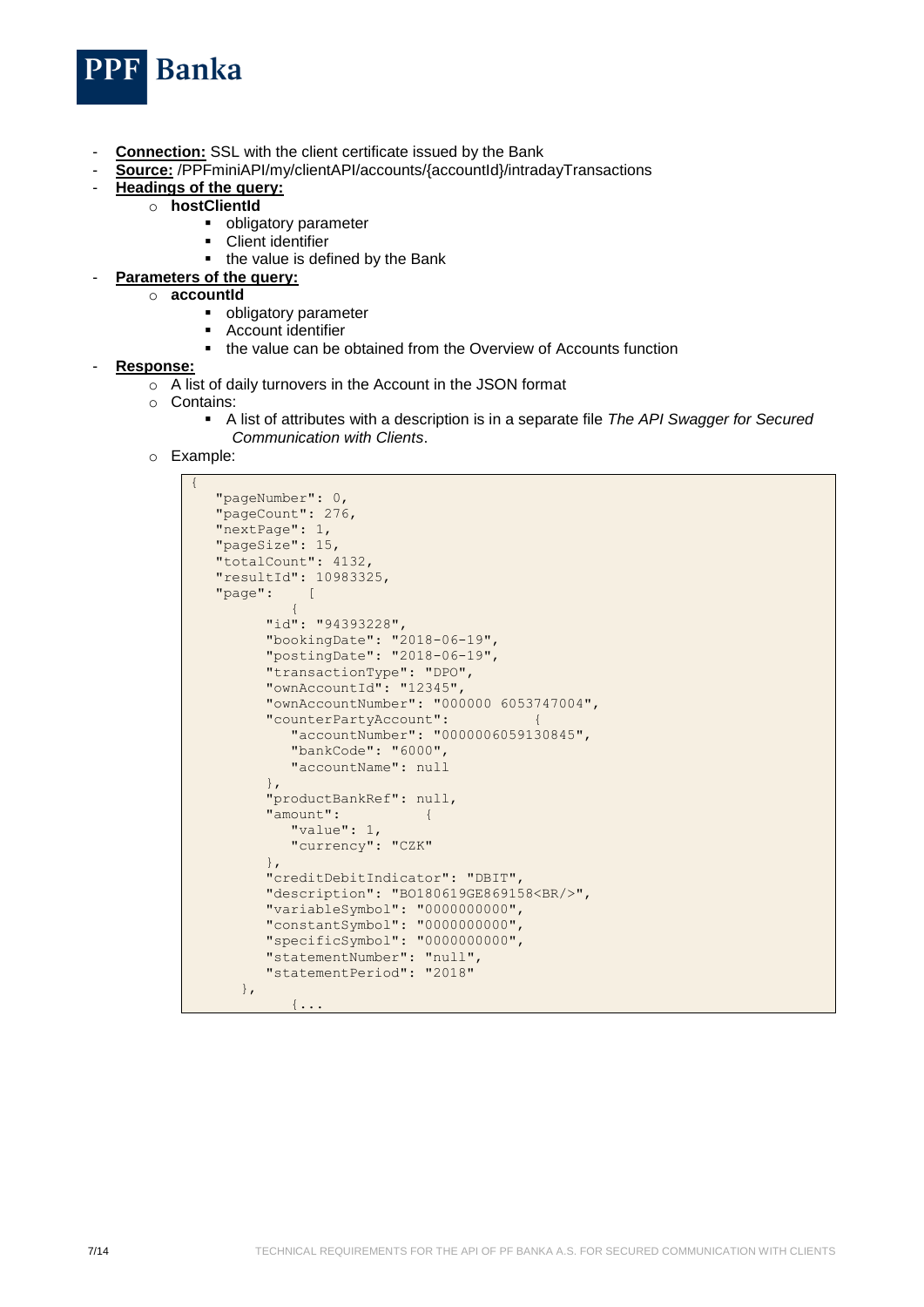- **Connection:** SSL with the client certificate issued by the Bank
- **Source:** /PPFminiAPI/my/clientAPI/accounts/{accountId}/intradayTransactions
- **Headings of the query:**
  - **hostClientId**
    - obligatory parameter
    - Client identifier
    - the value is defined by the Bank
- **Parameters of the query:**
  - **accountId**
    - obligatory parameter
    - Account identifier
    - the value can be obtained from the Overview of Accounts function
- **Response:**
  - A list of daily turnovers in the Account in the JSON format
  - Contains:
    - A list of attributes with a description is in a separate file *The API Swagger for Secured Communication with Clients*.
  - Example:

```
{
   "pageNumber": 0,
   "pageCount": 276,
   "nextPage": 1,
   "pageSize": 15,
   "totalCount": 4132,
   "resultId": 10983325,
   "page":    [
         {
         "id": "94393228",
         "bookingDate": "2018-06-19",
         "postingDate": "2018-06-19",
         "transactionType": "DPO",
         "ownAccountId": "12345",
         "ownAccountNumber": "000000 6053747004",
         "counterPartyAccount":         {
            "accountNumber": "0000006059130845",
            "bankCode": "6000",
            "accountName": null
         },
         "productBankRef": null,
         "amount":         {
            "value": 1,
            "currency": "CZK"
         },
         "creditDebitIndicator": "DBIT",
         "description": "BO180619GE869158<BR/>",
         "variableSymbol": "0000000000",
         "constantSymbol": "0000000000",
         "specificSymbol": "0000000000",
         "statementNumber": "null",
         "statementPeriod": "2018"
      },
         {...
```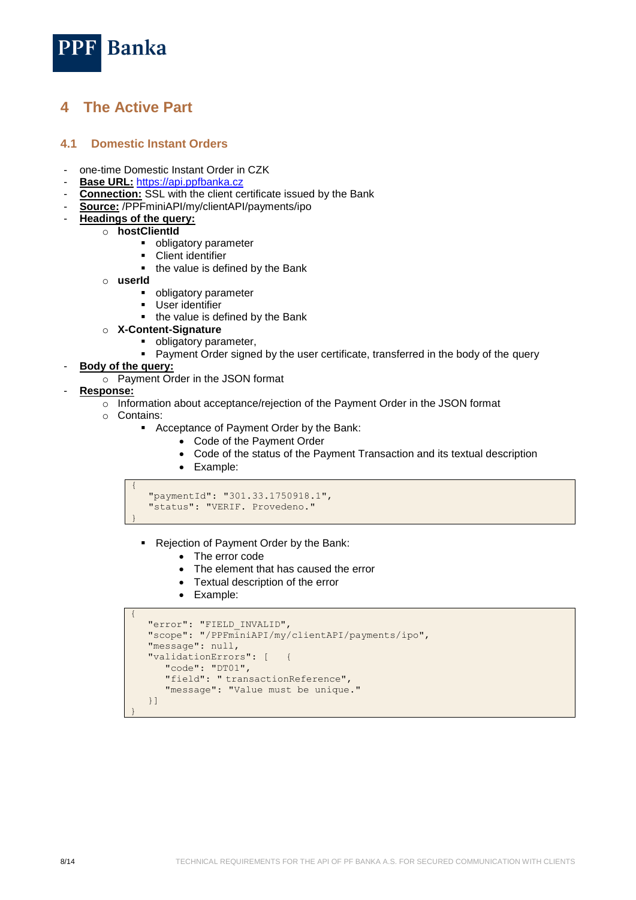# 4 The Active Part

## 4.1 Domestic Instant Orders

- one-time Domestic Instant Order in CZK
- **Base URL:** https://api.ppfbanka.cz
- **Connection:** SSL with the client certificate issued by the Bank
- **Source:** /PPFminiAPI/my/clientAPI/payments/ipo
- **Headings of the query:**
  - **hostClientId**
    - obligatory parameter
    - Client identifier
    - the value is defined by the Bank
  - **userId**
    - obligatory parameter
    - User identifier
    - the value is defined by the Bank
  - **X-Content-Signature**
    - obligatory parameter,
    - Payment Order signed by the user certificate, transferred in the body of the query
- **Body of the query:**
  - Payment Order in the JSON format
- **Response:**
  - Information about acceptance/rejection of the Payment Order in the JSON format
  - Contains:
    - Acceptance of Payment Order by the Bank:
      - Code of the Payment Order
      - Code of the status of the Payment Transaction and its textual description
      - Example:

```
{
   "paymentId": "301.33.1750918.1",
   "status": "VERIF. Provedeno."
}
```

    - Rejection of Payment Order by the Bank:
      - The error code
      - The element that has caused the error
      - Textual description of the error
      - Example:

```
{
   "error": "FIELD_INVALID",
   "scope": "/PPFminiAPI/my/clientAPI/payments/ipo",
   "message": null,
   "validationErrors": [   {
      "code": "DT01",
      "field": " transactionReference",
      "message": "Value must be unique."
   }]
}
```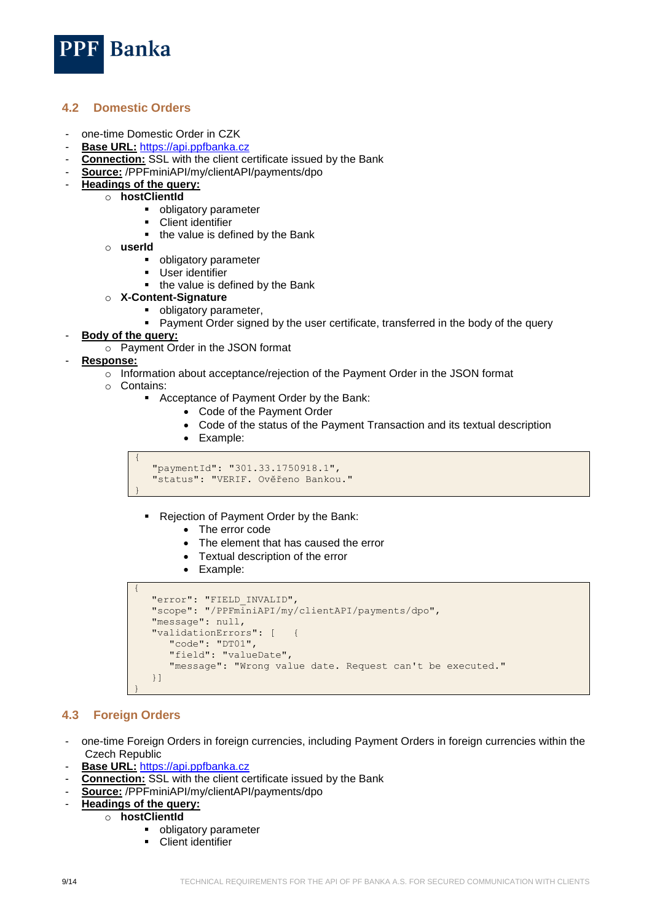## 4.2 Domestic Orders

- one-time Domestic Order in CZK
- **Base URL:** https://api.ppfbanka.cz
- **Connection:** SSL with the client certificate issued by the Bank
- **Source:** /PPFminiAPI/my/clientAPI/payments/dpo
- **Headings of the query:**
  - **hostClientId**
    - obligatory parameter
    - Client identifier
    - the value is defined by the Bank
  - **userId**
    - obligatory parameter
    - User identifier
    - the value is defined by the Bank
  - **X-Content-Signature**
    - obligatory parameter,
    - Payment Order signed by the user certificate, transferred in the body of the query
- **Body of the query:**
  - Payment Order in the JSON format
- **Response:**
  - Information about acceptance/rejection of the Payment Order in the JSON format
  - Contains:
    - Acceptance of Payment Order by the Bank:
      - Code of the Payment Order
      - Code of the status of the Payment Transaction and its textual description
      - Example:

```
{
   "paymentId": "301.33.1750918.1",
   "status": "VERIF. Ověřeno Bankou."
}
```

    - Rejection of Payment Order by the Bank:
      - The error code
      - The element that has caused the error
      - Textual description of the error
      - Example:

```
{
   "error": "FIELD_INVALID",
   "scope": "/PPFminiAPI/my/clientAPI/payments/dpo",
   "message": null,
   "validationErrors": [   {
      "code": "DT01",
      "field": "valueDate",
      "message": "Wrong value date. Request can't be executed."
   }]
}
```

## 4.3 Foreign Orders

- one-time Foreign Orders in foreign currencies, including Payment Orders in foreign currencies within the Czech Republic
- **Base URL:** https://api.ppfbanka.cz
- **Connection:** SSL with the client certificate issued by the Bank
- **Source:** /PPFminiAPI/my/clientAPI/payments/dpo
- **Headings of the query:**
  - **hostClientId**
    - obligatory parameter
    - Client identifier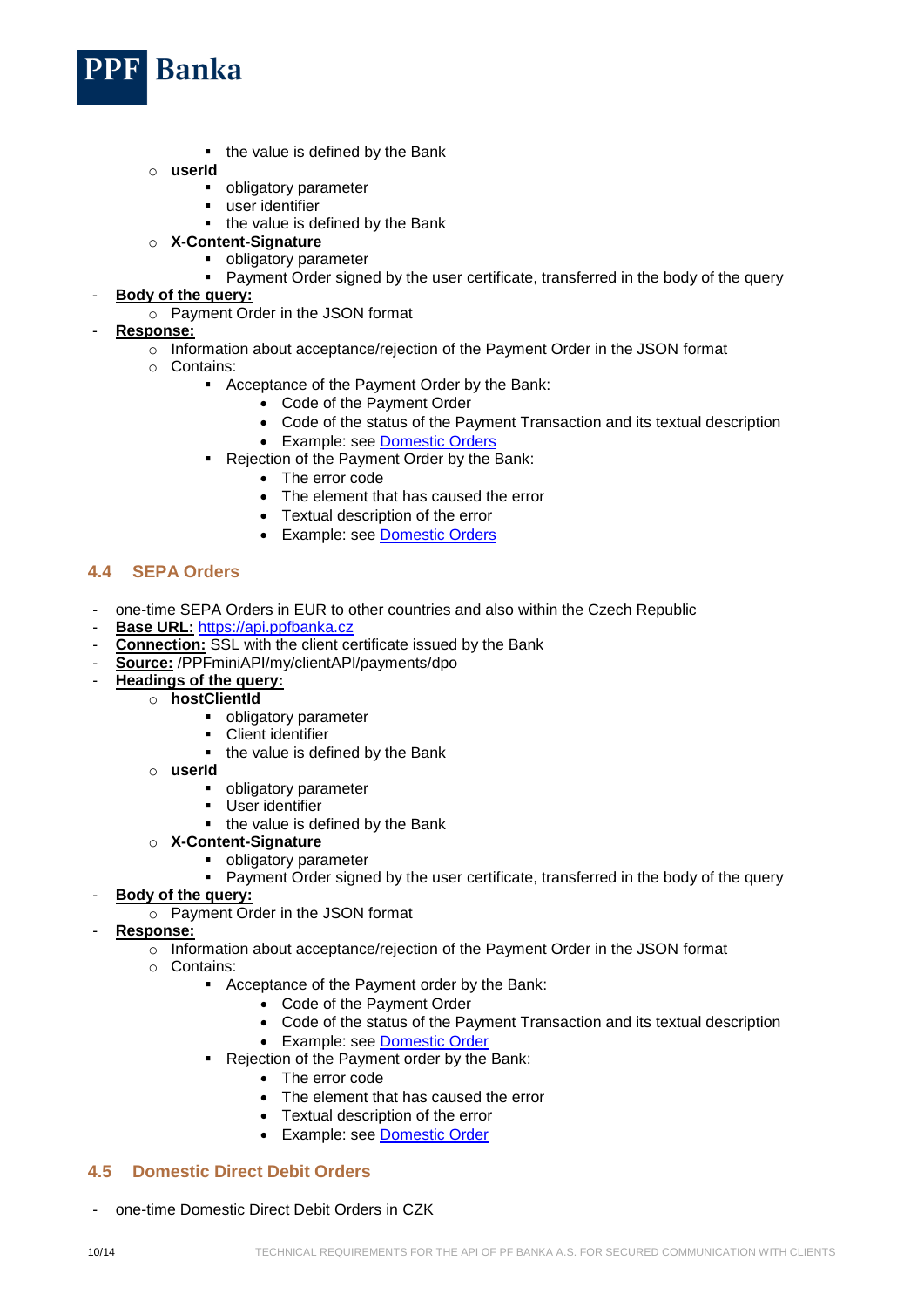- the value is defined by the Bank
    - **userId**
        - obligatory parameter
        - user identifier
        - the value is defined by the Bank
    - **X-Content-Signature**
        - obligatory parameter
        - Payment Order signed by the user certificate, transferred in the body of the query
- **Body of the query:**
    - Payment Order in the JSON format
- **Response:**
    - Information about acceptance/rejection of the Payment Order in the JSON format
    - Contains:
        - Acceptance of the Payment Order by the Bank:
            - Code of the Payment Order
            - Code of the status of the Payment Transaction and its textual description
            - Example: see Domestic Orders
        - Rejection of the Payment Order by the Bank:
            - The error code
            - The element that has caused the error
            - Textual description of the error
            - Example: see Domestic Orders

## 4.4 SEPA Orders

- one-time SEPA Orders in EUR to other countries and also within the Czech Republic
- **Base URL:** https://api.ppfbanka.cz
- **Connection:** SSL with the client certificate issued by the Bank
- **Source:** /PPFminiAPI/my/clientAPI/payments/dpo
- **Headings of the query:**
    - **hostClientId**
        - obligatory parameter
        - Client identifier
        - the value is defined by the Bank
    - **userId**
        - obligatory parameter
        - User identifier
        - the value is defined by the Bank
    - **X-Content-Signature**
        - obligatory parameter
        - Payment Order signed by the user certificate, transferred in the body of the query
- **Body of the query:**
    - Payment Order in the JSON format
- **Response:**
    - Information about acceptance/rejection of the Payment Order in the JSON format
    - Contains:
        - Acceptance of the Payment order by the Bank:
            - Code of the Payment Order
            - Code of the status of the Payment Transaction and its textual description
            - Example: see Domestic Order
        - Rejection of the Payment order by the Bank:
            - The error code
            - The element that has caused the error
            - Textual description of the error
            - Example: see Domestic Order

## 4.5 Domestic Direct Debit Orders

- one-time Domestic Direct Debit Orders in CZK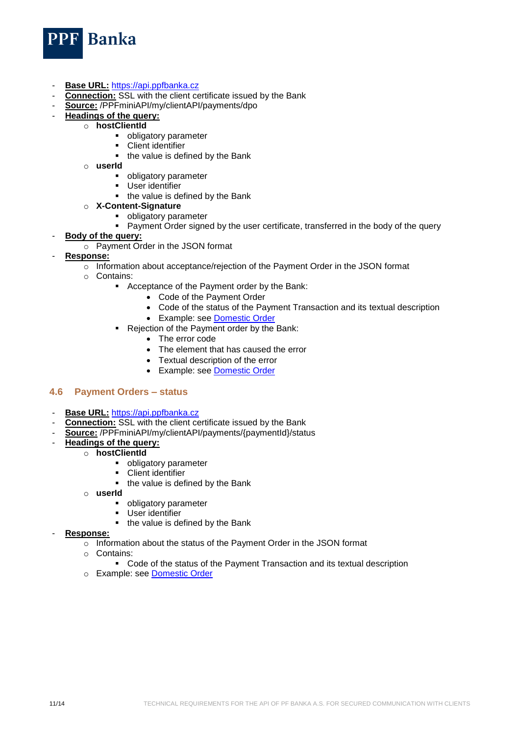- **Base URL:** https://api.ppfbanka.cz
- **Connection:** SSL with the client certificate issued by the Bank
- **Source:** /PPFminiAPI/my/clientAPI/payments/dpo
- **Headings of the query:**
  - **hostClientId**
    - obligatory parameter
    - Client identifier
    - the value is defined by the Bank
  - **userId**
    - obligatory parameter
    - User identifier
    - the value is defined by the Bank
  - **X-Content-Signature**
    - obligatory parameter
    - Payment Order signed by the user certificate, transferred in the body of the query
- **Body of the query:**
  - Payment Order in the JSON format
- **Response:**
  - Information about acceptance/rejection of the Payment Order in the JSON format
  - Contains:
    - Acceptance of the Payment order by the Bank:
      - Code of the Payment Order
      - Code of the status of the Payment Transaction and its textual description
      - Example: see Domestic Order
    - Rejection of the Payment order by the Bank:
      - The error code
      - The element that has caused the error
      - Textual description of the error
      - Example: see Domestic Order

## 4.6 Payment Orders – status

- **Base URL:** https://api.ppfbanka.cz
- **Connection:** SSL with the client certificate issued by the Bank
- **Source:** /PPFminiAPI/my/clientAPI/payments/{paymentId}/status
- **Headings of the query:**
  - **hostClientId**
    - obligatory parameter
    - Client identifier
    - the value is defined by the Bank
  - **userId**
    - obligatory parameter
    - User identifier
    - the value is defined by the Bank
- **Response:**
  - Information about the status of the Payment Order in the JSON format
  - Contains:
    - Code of the status of the Payment Transaction and its textual description
  - Example: see Domestic Order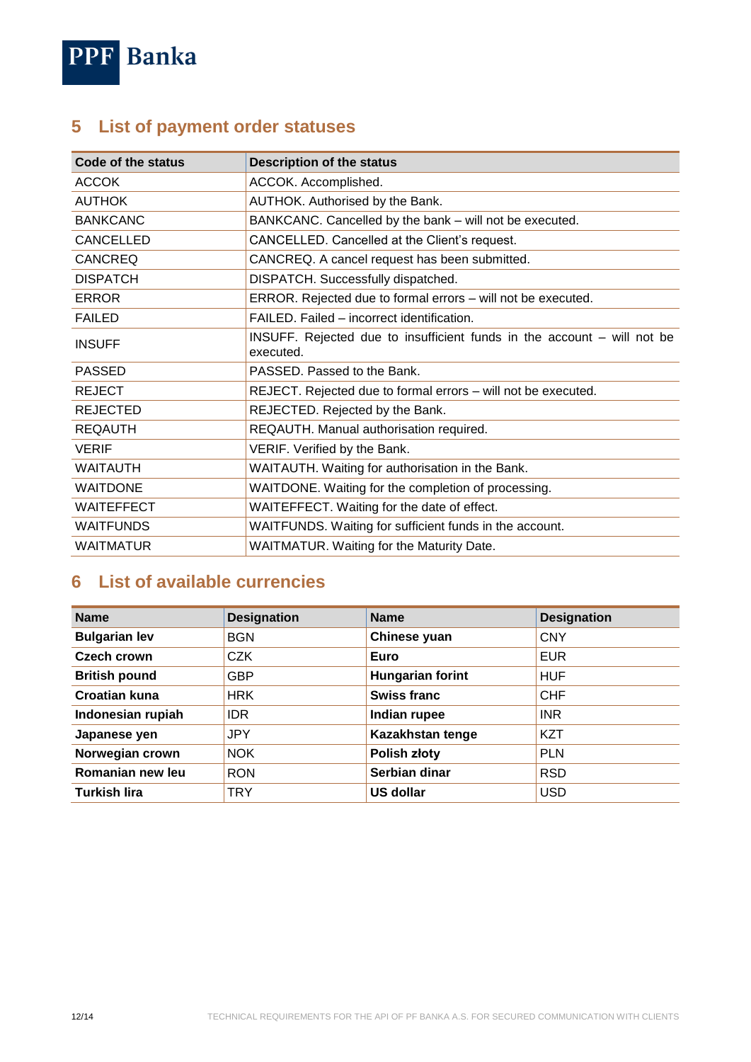## 5 List of payment order statuses

| Code of the status | Description of the status |
|---|---|
| ACCOK | ACCOK. Accomplished. |
| AUTHOK | AUTHOK. Authorised by the Bank. |
| BANKCANC | BANKCANC. Cancelled by the bank – will not be executed. |
| CANCELLED | CANCELLED. Cancelled at the Client's request. |
| CANCREQ | CANCREQ. A cancel request has been submitted. |
| DISPATCH | DISPATCH. Successfully dispatched. |
| ERROR | ERROR. Rejected due to formal errors – will not be executed. |
| FAILED | FAILED. Failed – incorrect identification. |
| INSUFF | INSUFF. Rejected due to insufficient funds in the account – will not be executed. |
| PASSED | PASSED. Passed to the Bank. |
| REJECT | REJECT. Rejected due to formal errors – will not be executed. |
| REJECTED | REJECTED. Rejected by the Bank. |
| REQAUTH | REQAUTH. Manual authorisation required. |
| VERIF | VERIF. Verified by the Bank. |
| WAITAUTH | WAITAUTH. Waiting for authorisation in the Bank. |
| WAITDONE | WAITDONE. Waiting for the completion of processing. |
| WAITEFFECT | WAITEFFECT. Waiting for the date of effect. |
| WAITFUNDS | WAITFUNDS. Waiting for sufficient funds in the account. |
| WAITMATUR | WAITMATUR. Waiting for the Maturity Date. |

## 6 List of available currencies

| Name | Designation | Name | Designation |
|---|---|---|---|
| **Bulgarian lev** | BGN | **Chinese yuan** | CNY |
| **Czech crown** | CZK | **Euro** | EUR |
| **British pound** | GBP | **Hungarian forint** | HUF |
| **Croatian kuna** | HRK | **Swiss franc** | CHF |
| **Indonesian rupiah** | IDR | **Indian rupee** | INR |
| **Japanese yen** | JPY | **Kazakhstan tenge** | KZT |
| **Norwegian crown** | NOK | **Polish złoty** | PLN |
| **Romanian new leu** | RON | **Serbian dinar** | RSD |
| **Turkish lira** | TRY | **US dollar** | USD |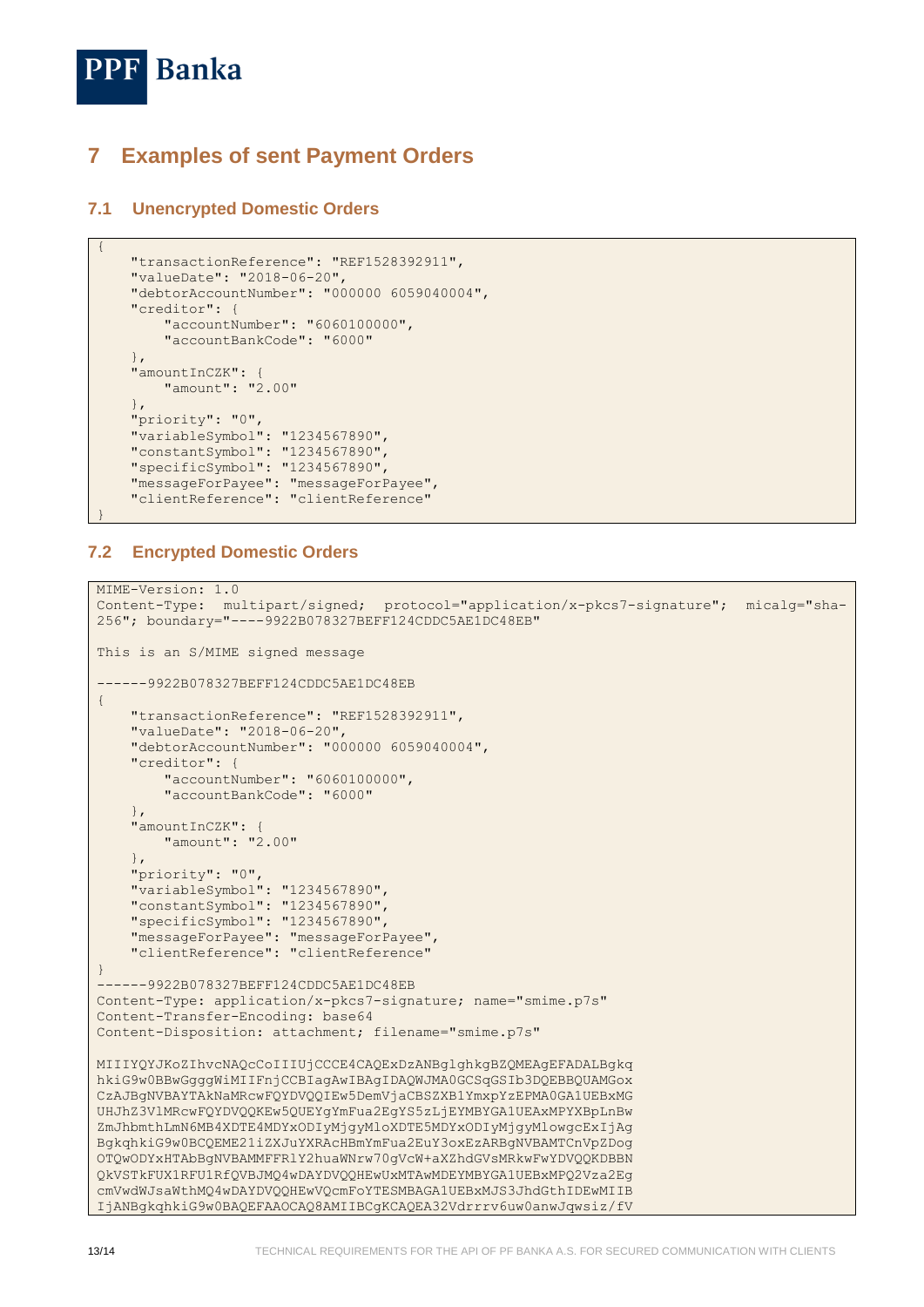## 7 Examples of sent Payment Orders

### 7.1 Unencrypted Domestic Orders

```
{
    "transactionReference": "REF1528392911",
    "valueDate": "2018-06-20",
    "debtorAccountNumber": "000000 6059040004",
    "creditor": {
        "accountNumber": "6060100000",
        "accountBankCode": "6000"
    },
    "amountInCZK": {
        "amount": "2.00"
    },
    "priority": "0",
    "variableSymbol": "1234567890",
    "constantSymbol": "1234567890",
    "specificSymbol": "1234567890",
    "messageForPayee": "messageForPayee",
    "clientReference": "clientReference"
}
```

### 7.2 Encrypted Domestic Orders

```
MIME-Version: 1.0
Content-Type:  multipart/signed;  protocol="application/x-pkcs7-signature";  micalg="sha-
256"; boundary="----9922B078327BEFF124CDDC5AE1DC48EB"

This is an S/MIME signed message

------9922B078327BEFF124CDDC5AE1DC48EB
{
    "transactionReference": "REF1528392911",
    "valueDate": "2018-06-20",
    "debtorAccountNumber": "000000 6059040004",
    "creditor": {
        "accountNumber": "6060100000",
        "accountBankCode": "6000"
    },
    "amountInCZK": {
        "amount": "2.00"
    },
    "priority": "0",
    "variableSymbol": "1234567890",
    "constantSymbol": "1234567890",
    "specificSymbol": "1234567890",
    "messageForPayee": "messageForPayee",
    "clientReference": "clientReference"
}
------9922B078327BEFF124CDDC5AE1DC48EB
Content-Type: application/x-pkcs7-signature; name="smime.p7s"
Content-Transfer-Encoding: base64
Content-Disposition: attachment; filename="smime.p7s"

MIIIYQYJKoZIhvcNAQcCoIIIUjCCCE4CAQExDzANBglghkgBZQMEAgEFADALBgkq
hkiG9w0BBwGgggWiMIIFnjCCBIagAwIBAgIDAQWJMA0GCSqGSIb3DQEBBQUAMGox
CzAJBgNVBAYTAkNaMRcwFQYDVQQIEw5DemVjaCBSZXB1YmxpYzEPMA0GA1UEBxMG
UHJhZ3VlMRcwFQYDVQQKEw5QUEYgYmFua2EgYS5zLjEYMBYGA1UEAxMPYXBpLnBw
ZmJhbmthLmN6MB4XDTE4MDYxODIyMjgyMloXDTE5MDYxODIyMjgyMlowgcExIjAg
BgkqhkiG9w0BCQEME21iZXJuYXRAcHBmYmFua2EuY3oxEzARBgNVBAMTCnVpZDog
OTQwODYxHTAbBgNVBAMMFFRlY2huaWNrw70gVcW+aXZhdGVsMRkwFwYDVQQKDBBN
QkVSTkFUX1RFU1RfQVBJMQ4wDAYDVQQHEwUxMTAwMDEYMBYGA1UEBxMPQ2Vza2Eg
cmVwdWJsaWthMQ4wDAYDVQQHEwVQcmFoYTESMBAGA1UEBxMJS3JhdGthIDEwMIIB
IjANBgkqhkiG9w0BAQEFAAOCAQ8AMIIBCgKCAQEA32Vdrrrv6uw0anwJqwsiz/fV
```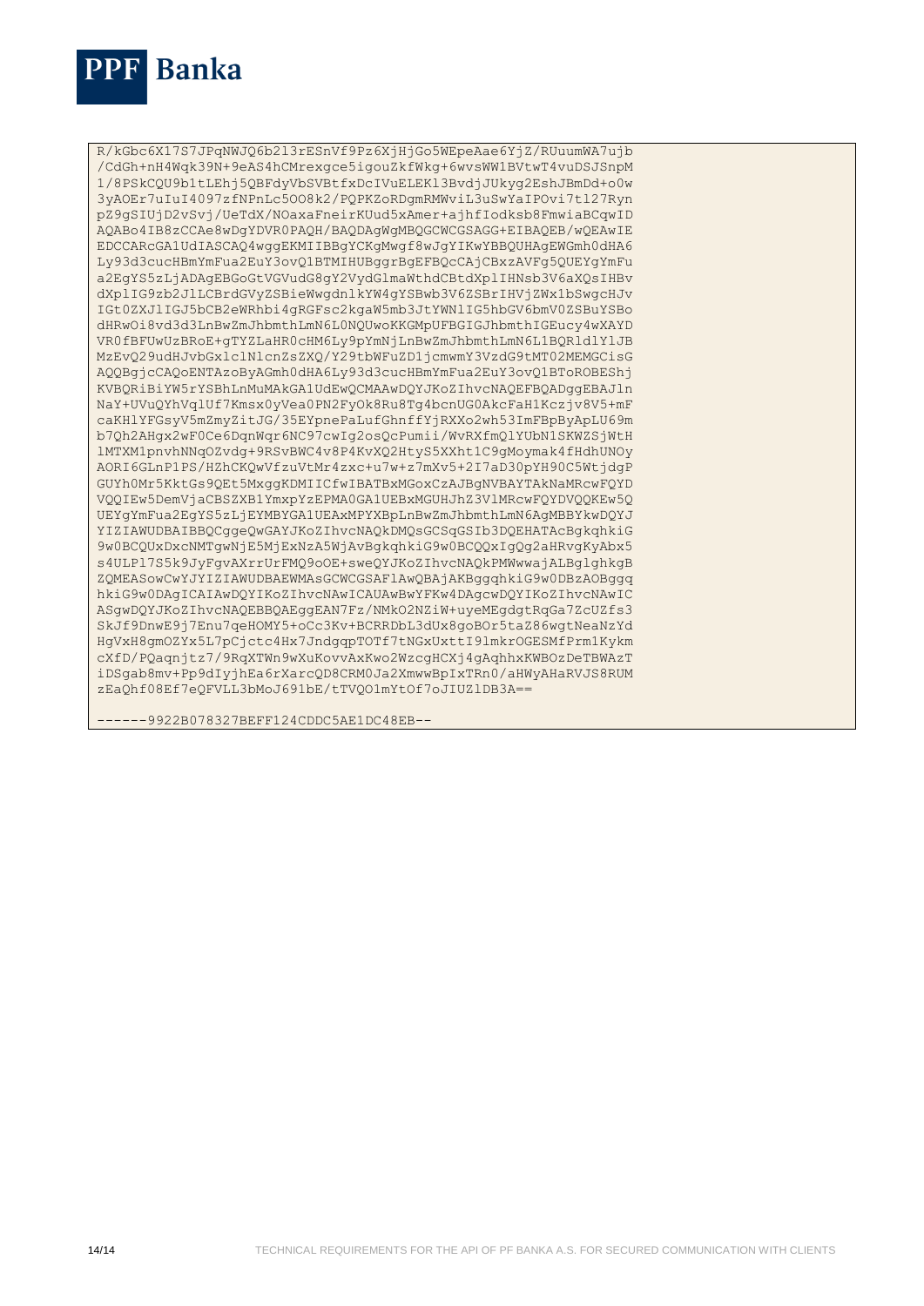```
R/kGbc6X17S7JPqNWJQ6b2l3rESnVf9Pz6XjHjGo5WEpeAae6YjZ/RUuumWA7ujb
/CdGh+nH4Wqk39N+9eAS4hCMrexgce5igouZkfWkg+6wvsWW1BVtwT4vuDSJSnpM
1/8PSkCQU9b1tLEhj5QBFdyVbSVBtfxDcIVuELEKl3BvdjJUkyg2EshJBmDd+o0w
3yAOEr7uIuI4097zfNPnLc5OO8k2/PQPKZoRDgmRMWviL3uSwYaIPOvi7tl27Ryn
pZ9gSIUjD2vSvj/UeTdX/NOaxaFneirKUud5xAmer+ajhfIodksb8FmwiaBCqwID
AQABo4IB8zCCAe8wDgYDVR0PAQH/BAQDAgWgMBQGCWCGSAGG+EIBAQEB/wQEAwIE
EDCCARcGA1UdIASCAQ4wggEKMIIBBgYCKgMwgf8wJgYIKwYBBQUHAgEWGmh0dHA6
Ly93d3cucHBmYmFua2EuY3ovQ1BTMIHUBggrBgEFBQcCAjCBxzAVFg5QUEYgYmFu
a2EgYS5zLjADAgEBGoGtVGVudG8gY2VydGlmaWthdCBtdXplIHNsb3V6aXQsIHBv
dXplIG9zb2JlLCBrdGVyZSBieWwgdnlkYW4gYSBwb3V6ZSBrIHVjZWx1bSwgcHJv
IGt0ZXJlIGJ5bCB2eWRhbi4gRGFsc2kgaW5mb3JtYWNlIG5hbGV6bmV0ZSBuYSBo
dHRwOi8vd3d3LnBwZmJhbmthLmN6L0NQUwoKKGMpUFBGIGJhbmthIGEucy4wXAYD
VR0fBFUwUzBRoE+gTYZLaHR0cHM6Ly9pYmNjLnBwZmJhbmthLmN6L1BQRldlYlJB
MzEvQ29udHJvbGxlclNlcnZsZXQ/Y29tbWFuZD1jcmwmY3VzdG9tMT02MEMGCisG
AQQBgjcCAQoENTAzoByAGmh0dHA6Ly93d3cucHBmYmFua2EuY3ovQ1BToROBEShj
KVBQRiBiYW5rYSBhLnMuMAkGA1UdEwQCMAAwDQYJKoZIhvcNAQEFBQADggEBAJln
NaY+UVuQYhVqlUf7Kmsx0yVea0PN2FyOk8Ru8Tg4bcnUG0AkcFaH1Kczjv8V5+mF
caKHlYFGsyV5mZmyZitJG/35EYpnePaLufGhnffYjRXXo2wh53ImFBpByApLU69m
b7Qh2AHgx2wF0Ce6DqnWqr6NC97cwIg2osQcPumii/WvRXfmQlYUbNlSKWZSjWtH
lMTXM1pnvhNNqOZvdg+9RSvBWC4v8P4KvXQ2HtyS5XXht1C9gMoymak4fHdhUNOy
AORI6GLnP1PS/HZhCKQwVfzuVtMr4zxc+u7w+z7mXv5+2I7aD30pYH90C5WtjdgP
GUYh0Mr5KktGs9QEt5MxggKDMIICfwIBATBxMGoxCzAJBgNVBAYTAkNaMRcwFQYD
VQQIEw5DemVjaCBSZXB1YmxpYzEPMA0GA1UEBxMGUHJhZ3VlMRcwFQYDVQQKEw5Q
UEYgYmFua2EgYS5zLjEYMBYGA1UEAxMPYXBpLnBwZmJhbmthLmN6AgMBBYkwDQYJ
YIZIAWUDBAIBBQCggeQwGAYJKoZIhvcNAQkDMQsGCSqGSIb3DQEHATAcBgkqhkiG
9w0BCQUxDxcNMTgwNjE5MjExNzA5WjAvBgkqhkiG9w0BCQQxIgQg2aHRvgKyAbx5
s4ULPl7S5k9JyFgvAXrrUrFMQ9oOE+sweQYJKoZIhvcNAQkPMWwwajALBglghkgB
ZQMEASowCwYJYIZIAWUDBAEWMAsGCWCGSAFlAwQBAjAKBggqhkiG9w0DBzAOBggq
hkiG9w0DAgICAIAwDQYIKoZIhvcNAwICAUAwBwYFKw4DAgcwDQYIKoZIhvcNAwIC
ASgwDQYJKoZIhvcNAQEBBQAEggEAN7Fz/NMkO2NZiW+uyeMEgdgtRqGa7ZcUZfs3
SkJf9DnwE9j7Enu7qeHOMY5+oCc3Kv+BCRRDbL3dUx8goBOr5taZ86wgtNeaNzYd
HgVxH8gmOZYx5L7pCjctc4Hx7JndgqpTOTf7tNGxUxttI9lmkrOGESMfPrm1Kykm
cXfD/PQaqnjtz7/9RqXTWn9wXuKovvAxKwo2WzcgHCXj4gAqhhxKWBOzDeTBWAzT
iDSgab8mv+Pp9dIyjhEa6rXarcQD8CRM0Ja2XmwwBpIxTRn0/aHWyAHaRVJS8RUM
zEaQhf08Ef7eQFVLL3bMoJ691bE/tTVQO1mYtOf7oJIUZlDB3A==

------9922B078327BEFF124CDDC5AE1DC48EB--
```